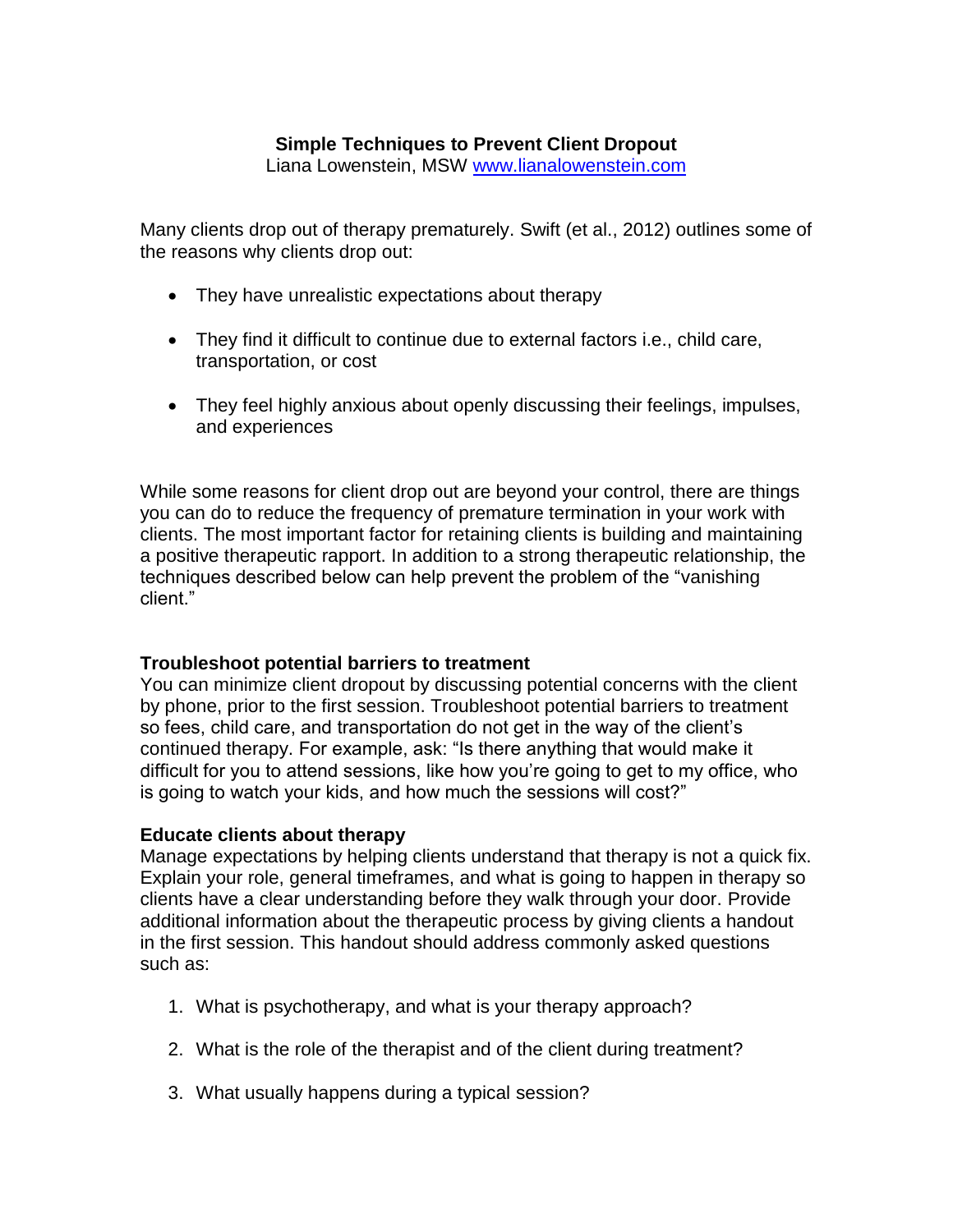# Simple Techniques to Prevent Client Dropout

Liana Lowenstein, MSW [www.lianalowenstein.com](http://www.lianalowenstein.com)

Many clients drop out of therapy prematurely. Swift (et al., 2012) outlines some of the reasons why clients drop out:

- They have unrealistic expectations about therapy
- They find it difficult to continue due to external factors i.e., child care, transportation, or cost
- They feel highly anxious about openly discussing their feelings, impulses, and experiences

While some reasons for client drop out are beyond your control, there are things you can do to reduce the frequency of premature termination in your work with clients. The most important factor for retaining clients is building and maintaining a positive therapeutic rapport. In addition to a strong therapeutic relationship, the techniques described below can help prevent the problem of the "vanishing client."

### Troubleshoot potential barriers to treatment

You can minimize client dropout by discussing potential concerns with the client by phone, prior to the first session. Troubleshoot potential barriers to treatment so fees, child care, and transportation do not get in the way of the client's continued therapy. For example, ask: "Is there anything that would make it difficult for you to attend sessions, like how you're going to get to my office, who is going to watch your kids, and how much the sessions will cost?"

### Educate clients about therapy

Manage expectations by helping clients understand that therapy is not a quick fix. Explain your role, general timeframes, and what is going to happen in therapy so clients have a clear understanding before they walk through your door. Provide additional information about the therapeutic process by giving clients a handout in the first session. This handout should address commonly asked questions such as:

1. What is psychotherapy, and what is your therapy approach?
2. What is the role of the therapist and of the client during treatment?
3. What usually happens during a typical session?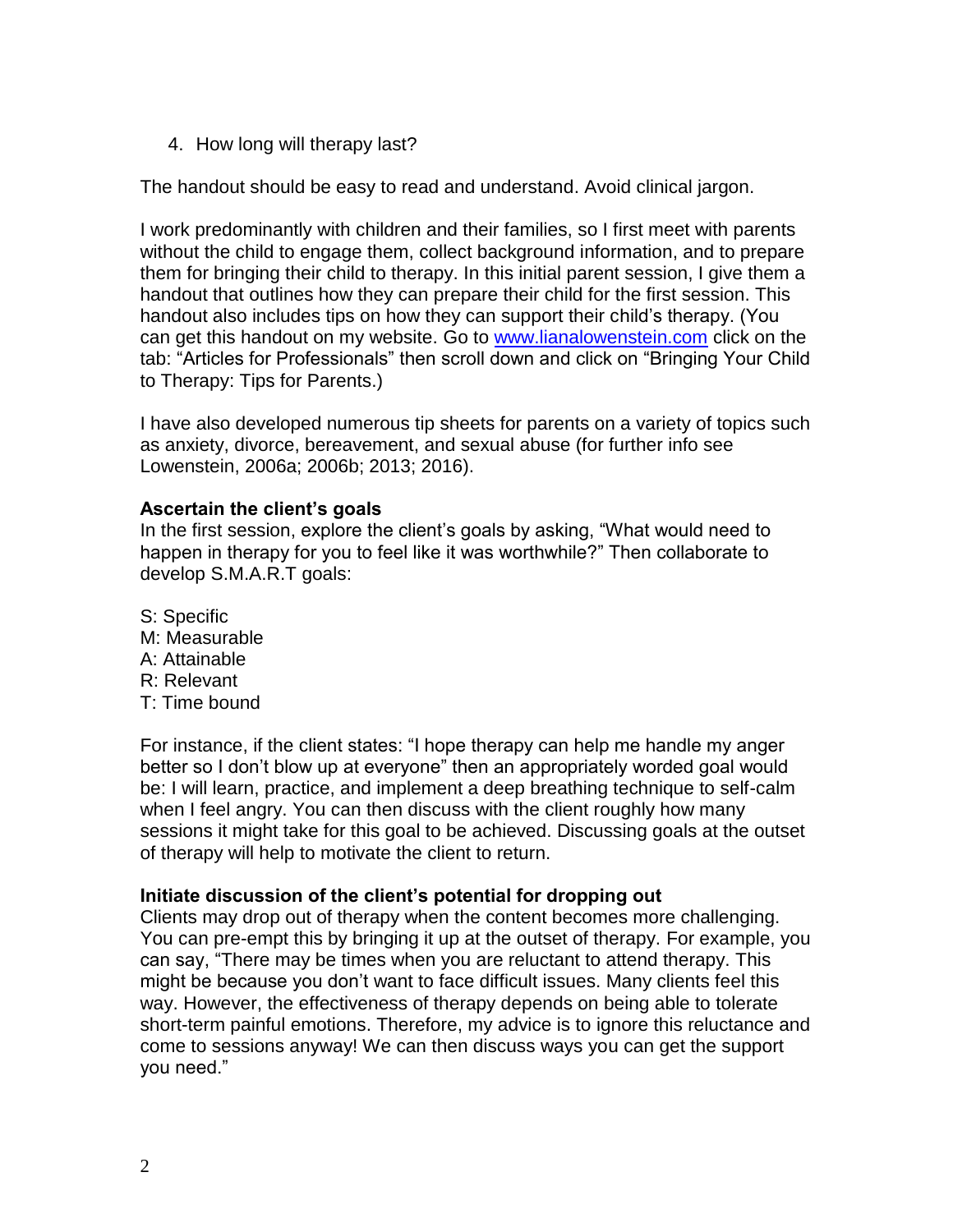4. How long will therapy last?

The handout should be easy to read and understand. Avoid clinical jargon.

I work predominantly with children and their families, so I first meet with parents without the child to engage them, collect background information, and to prepare them for bringing their child to therapy. In this initial parent session, I give them a handout that outlines how they can prepare their child for the first session. This handout also includes tips on how they can support their child's therapy. (You can get this handout on my website. Go to [www.lianalowenstein.com](http://www.lianalowenstein.com) click on the tab: "Articles for Professionals" then scroll down and click on "Bringing Your Child to Therapy: Tips for Parents.)

I have also developed numerous tip sheets for parents on a variety of topics such as anxiety, divorce, bereavement, and sexual abuse (for further info see Lowenstein, 2006a; 2006b; 2013; 2016).

**Ascertain the client's goals**

In the first session, explore the client's goals by asking, "What would need to happen in therapy for you to feel like it was worthwhile?" Then collaborate to develop S.M.A.R.T goals:

S: Specific
M: Measurable
A: Attainable
R: Relevant
T: Time bound

For instance, if the client states: "I hope therapy can help me handle my anger better so I don't blow up at everyone" then an appropriately worded goal would be: I will learn, practice, and implement a deep breathing technique to self-calm when I feel angry. You can then discuss with the client roughly how many sessions it might take for this goal to be achieved. Discussing goals at the outset of therapy will help to motivate the client to return.

**Initiate discussion of the client's potential for dropping out**

Clients may drop out of therapy when the content becomes more challenging. You can pre-empt this by bringing it up at the outset of therapy. For example, you can say, "There may be times when you are reluctant to attend therapy. This might be because you don't want to face difficult issues. Many clients feel this way. However, the effectiveness of therapy depends on being able to tolerate short-term painful emotions. Therefore, my advice is to ignore this reluctance and come to sessions anyway! We can then discuss ways you can get the support you need."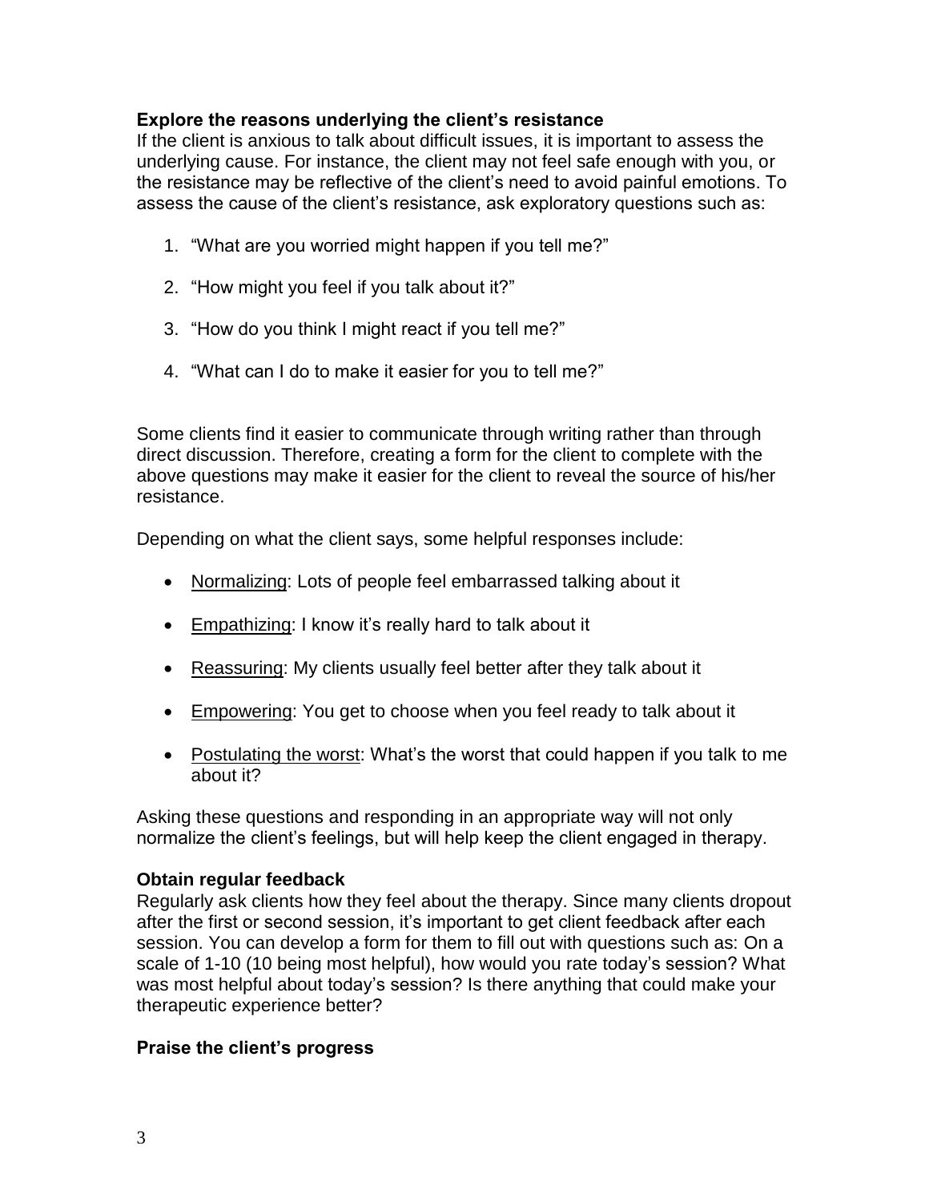**Explore the reasons underlying the client's resistance**

If the client is anxious to talk about difficult issues, it is important to assess the underlying cause. For instance, the client may not feel safe enough with you, or the resistance may be reflective of the client's need to avoid painful emotions. To assess the cause of the client's resistance, ask exploratory questions such as:

1. "What are you worried might happen if you tell me?"
2. "How might you feel if you talk about it?"
3. "How do you think I might react if you tell me?"
4. "What can I do to make it easier for you to tell me?"

Some clients find it easier to communicate through writing rather than through direct discussion. Therefore, creating a form for the client to complete with the above questions may make it easier for the client to reveal the source of his/her resistance.

Depending on what the client says, some helpful responses include:

- <u>Normalizing</u>: Lots of people feel embarrassed talking about it
- <u>Empathizing</u>: I know it's really hard to talk about it
- <u>Reassuring</u>: My clients usually feel better after they talk about it
- <u>Empowering</u>: You get to choose when you feel ready to talk about it
- <u>Postulating the worst</u>: What's the worst that could happen if you talk to me about it?

Asking these questions and responding in an appropriate way will not only normalize the client's feelings, but will help keep the client engaged in therapy.

**Obtain regular feedback**

Regularly ask clients how they feel about the therapy. Since many clients dropout after the first or second session, it's important to get client feedback after each session. You can develop a form for them to fill out with questions such as: On a scale of 1-10 (10 being most helpful), how would you rate today's session? What was most helpful about today's session? Is there anything that could make your therapeutic experience better?

**Praise the client's progress**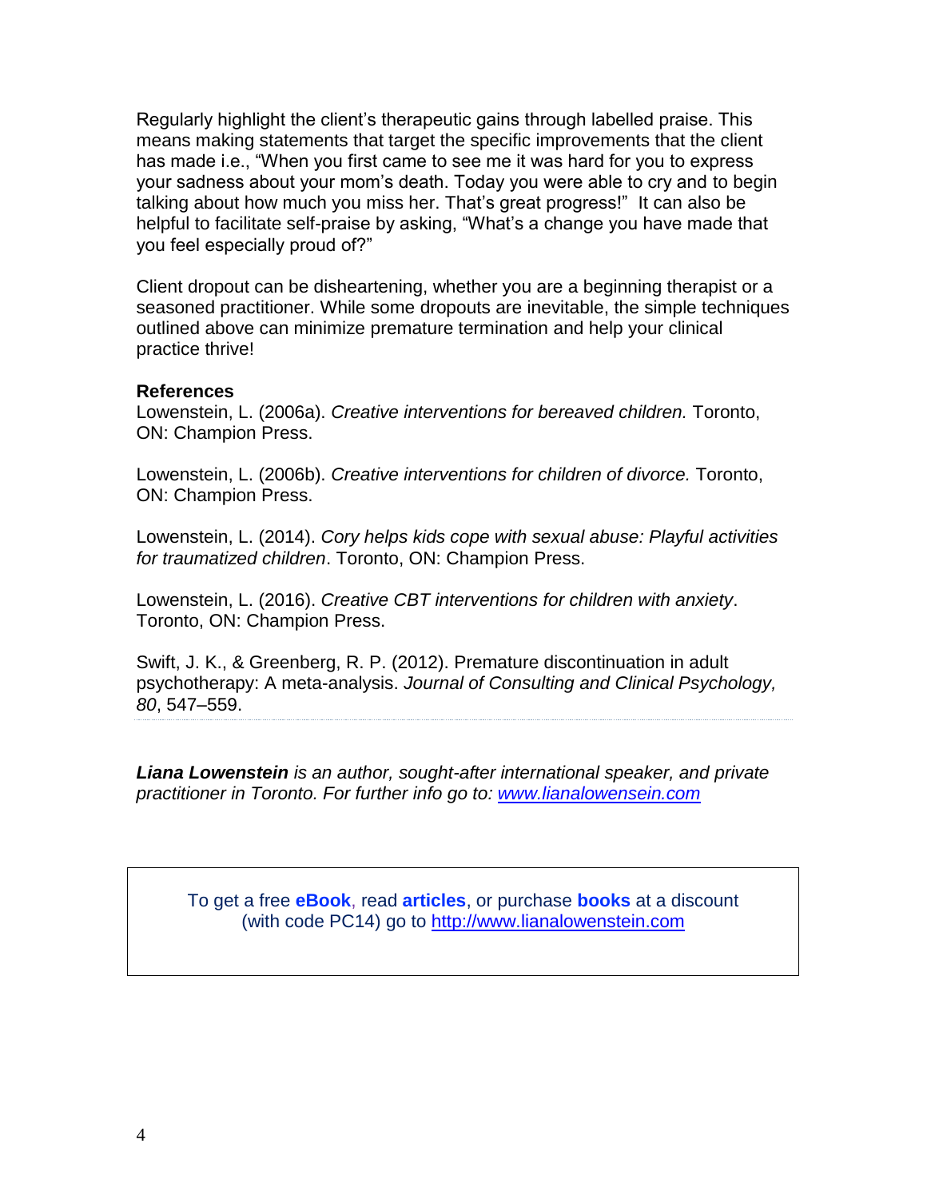Regularly highlight the client's therapeutic gains through labelled praise. This means making statements that target the specific improvements that the client has made i.e., "When you first came to see me it was hard for you to express your sadness about your mom's death. Today you were able to cry and to begin talking about how much you miss her. That's great progress!" It can also be helpful to facilitate self-praise by asking, "What's a change you have made that you feel especially proud of?"

Client dropout can be disheartening, whether you are a beginning therapist or a seasoned practitioner. While some dropouts are inevitable, the simple techniques outlined above can minimize premature termination and help your clinical practice thrive!

**References**

Lowenstein, L. (2006a). *Creative interventions for bereaved children.* Toronto, ON: Champion Press.

Lowenstein, L. (2006b). *Creative interventions for children of divorce.* Toronto, ON: Champion Press.

Lowenstein, L. (2014). *Cory helps kids cope with sexual abuse: Playful activities for traumatized children*. Toronto, ON: Champion Press.

Lowenstein, L. (2016). *Creative CBT interventions for children with anxiety*. Toronto, ON: Champion Press.

Swift, J. K., & Greenberg, R. P. (2012). Premature discontinuation in adult psychotherapy: A meta-analysis. *Journal of Consulting and Clinical Psychology, 80*, 547–559.

---

***Liana Lowenstein*** *is an author, sought-after international speaker, and private practitioner in Toronto. For further info go to: [www.lianalowensein.com](www.lianalowensein.com)*

To get a free **eBook**, read **articles**, or purchase **books** at a discount (with code PC14) go to [http://www.lianalowenstein.com](http://www.lianalowenstein.com)